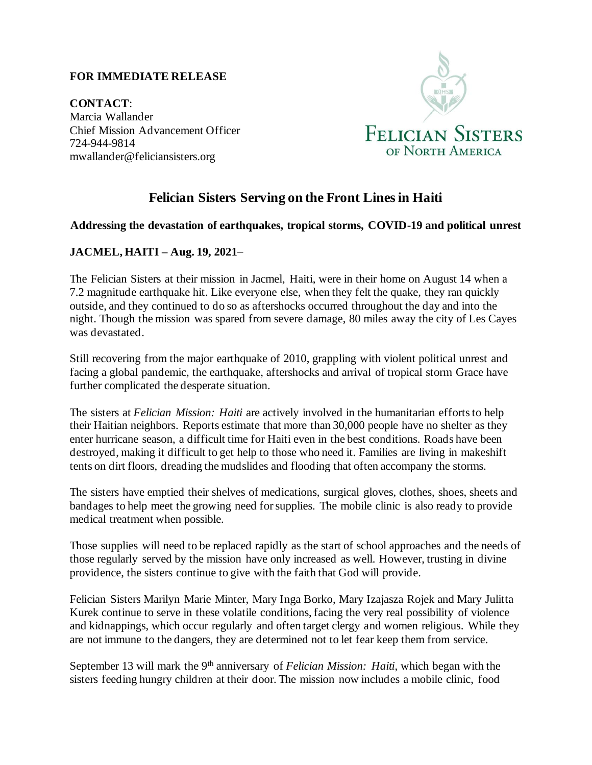**FOR IMMEDIATE RELEASE**

**CONTACT**:
Marcia Wallander
Chief Mission Advancement Officer
724-944-9814
mwallander@feliciansisters.org

FELICIAN SISTERS OF NORTH AMERICA

# Felician Sisters Serving on the Front Lines in Haiti

### Addressing the devastation of earthquakes, tropical storms, COVID-19 and political unrest

**JACMEL, HAITI – Aug. 19, 2021**–

The Felician Sisters at their mission in Jacmel, Haiti, were in their home on August 14 when a 7.2 magnitude earthquake hit. Like everyone else, when they felt the quake, they ran quickly outside, and they continued to do so as aftershocks occurred throughout the day and into the night. Though the mission was spared from severe damage, 80 miles away the city of Les Cayes was devastated.

Still recovering from the major earthquake of 2010, grappling with violent political unrest and facing a global pandemic, the earthquake, aftershocks and arrival of tropical storm Grace have further complicated the desperate situation.

The sisters at *Felician Mission: Haiti* are actively involved in the humanitarian efforts to help their Haitian neighbors. Reports estimate that more than 30,000 people have no shelter as they enter hurricane season, a difficult time for Haiti even in the best conditions. Roads have been destroyed, making it difficult to get help to those who need it. Families are living in makeshift tents on dirt floors, dreading the mudslides and flooding that often accompany the storms.

The sisters have emptied their shelves of medications, surgical gloves, clothes, shoes, sheets and bandages to help meet the growing need for supplies. The mobile clinic is also ready to provide medical treatment when possible.

Those supplies will need to be replaced rapidly as the start of school approaches and the needs of those regularly served by the mission have only increased as well. However, trusting in divine providence, the sisters continue to give with the faith that God will provide.

Felician Sisters Marilyn Marie Minter, Mary Inga Borko, Mary Izajasza Rojek and Mary Julitta Kurek continue to serve in these volatile conditions, facing the very real possibility of violence and kidnappings, which occur regularly and often target clergy and women religious. While they are not immune to the dangers, they are determined not to let fear keep them from service.

September 13 will mark the 9th anniversary of *Felician Mission: Haiti*, which began with the sisters feeding hungry children at their door. The mission now includes a mobile clinic, food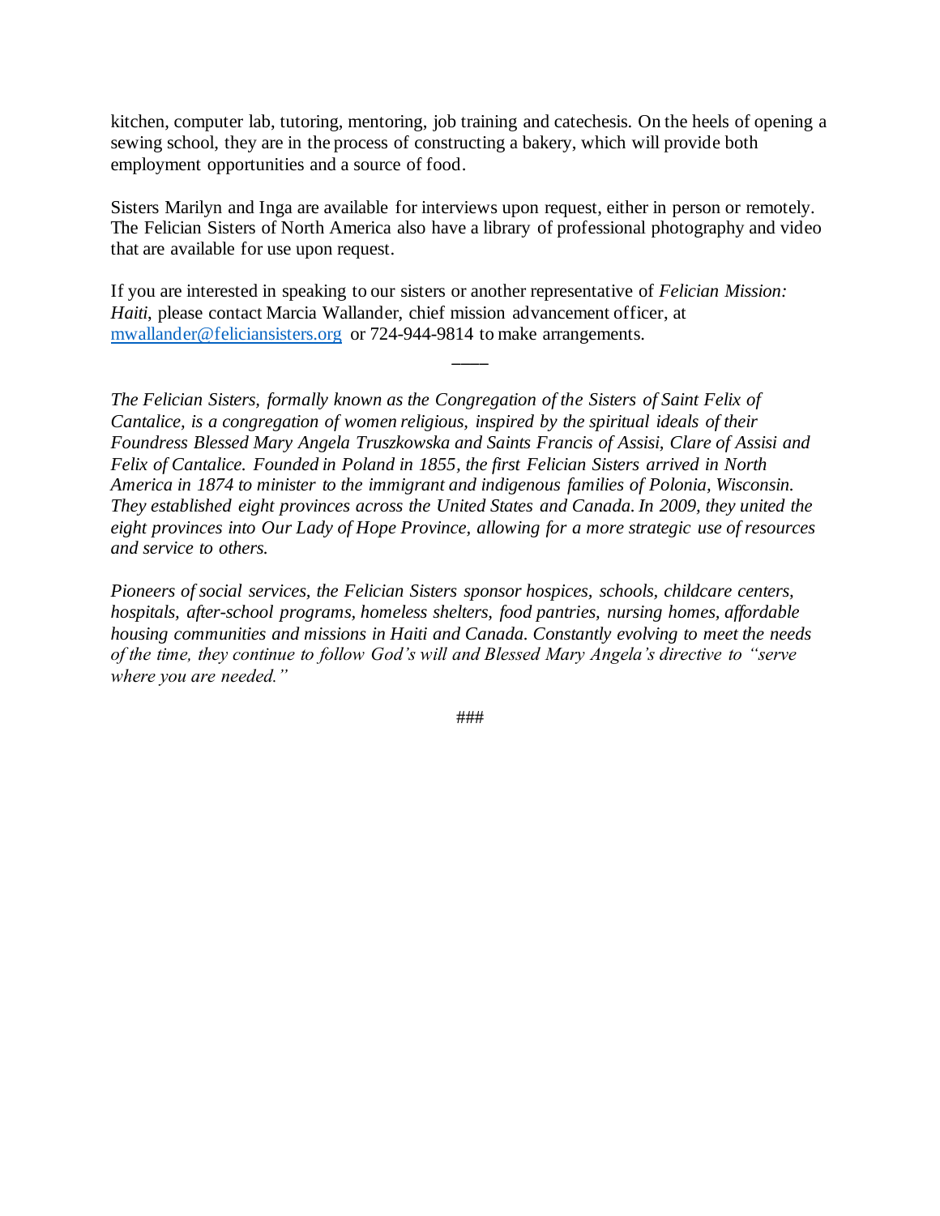kitchen, computer lab, tutoring, mentoring, job training and catechesis. On the heels of opening a sewing school, they are in the process of constructing a bakery, which will provide both employment opportunities and a source of food.

Sisters Marilyn and Inga are available for interviews upon request, either in person or remotely. The Felician Sisters of North America also have a library of professional photography and video that are available for use upon request.

If you are interested in speaking to our sisters or another representative of *Felician Mission: Haiti*, please contact Marcia Wallander, chief mission advancement officer, at [mwallander@feliciansisters.org](mailto:mwallander@feliciansisters.org) or 724-944-9814 to make arrangements.

\_\_\_\_

*The Felician Sisters, formally known as the Congregation of the Sisters of Saint Felix of Cantalice, is a congregation of women religious, inspired by the spiritual ideals of their Foundress Blessed Mary Angela Truszkowska and Saints Francis of Assisi, Clare of Assisi and Felix of Cantalice. Founded in Poland in 1855, the first Felician Sisters arrived in North America in 1874 to minister to the immigrant and indigenous families of Polonia, Wisconsin. They established eight provinces across the United States and Canada. In 2009, they united the eight provinces into Our Lady of Hope Province, allowing for a more strategic use of resources and service to others.*

*Pioneers of social services, the Felician Sisters sponsor hospices, schools, childcare centers, hospitals, after-school programs, homeless shelters, food pantries, nursing homes, affordable housing communities and missions in Haiti and Canada. Constantly evolving to meet the needs of the time, they continue to follow God's will and Blessed Mary Angela's directive to "serve where you are needed."*

###